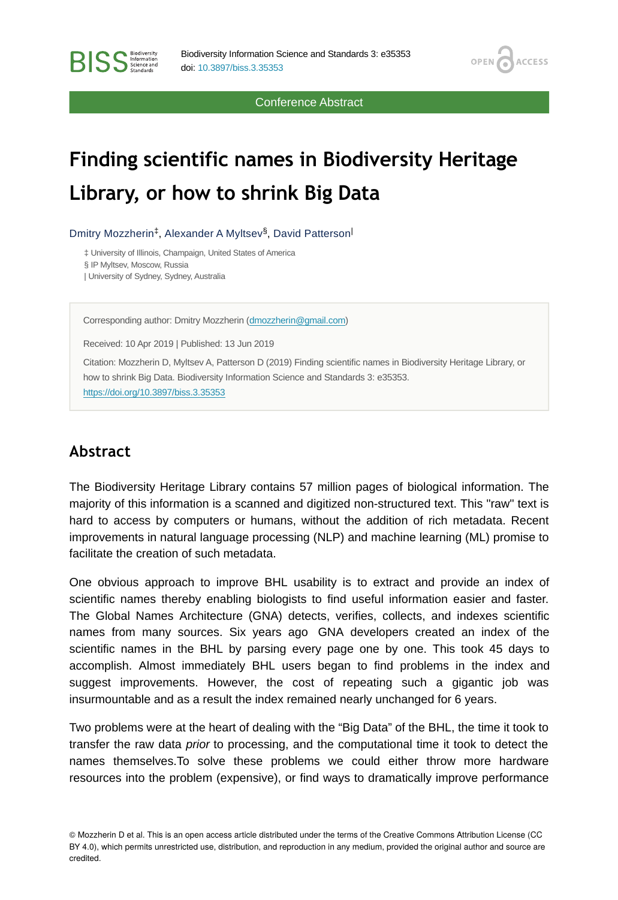Conference Abstract

# Finding scientific names in Biodiversity Heritage Library, or how to shrink Big Data

Dmitry Mozzherin[‡], Alexander A Myltsev[§], David Patterson[|]

‡ University of Illinois, Champaign, United States of America
§ IP Myltsev, Moscow, Russia
| University of Sydney, Sydney, Australia

Corresponding author: Dmitry Mozzherin (dmozzherin@gmail.com)

Received: 10 Apr 2019 | Published: 13 Jun 2019

Citation: Mozzherin D, Myltsev A, Patterson D (2019) Finding scientific names in Biodiversity Heritage Library, or how to shrink Big Data. Biodiversity Information Science and Standards 3: e35353. https://doi.org/10.3897/biss.3.35353

## Abstract

The Biodiversity Heritage Library contains 57 million pages of biological information. The majority of this information is a scanned and digitized non-structured text. This "raw" text is hard to access by computers or humans, without the addition of rich metadata. Recent improvements in natural language processing (NLP) and machine learning (ML) promise to facilitate the creation of such metadata.

One obvious approach to improve BHL usability is to extract and provide an index of scientific names thereby enabling biologists to find useful information easier and faster. The Global Names Architecture (GNA) detects, verifies, collects, and indexes scientific names from many sources. Six years ago GNA developers created an index of the scientific names in the BHL by parsing every page one by one. This took 45 days to accomplish. Almost immediately BHL users began to find problems in the index and suggest improvements. However, the cost of repeating such a gigantic job was insurmountable and as a result the index remained nearly unchanged for 6 years.

Two problems were at the heart of dealing with the "Big Data" of the BHL, the time it took to transfer the raw data *prior* to processing, and the computational time it took to detect the names themselves.To solve these problems we could either throw more hardware resources into the problem (expensive), or find ways to dramatically improve performance

© Mozzherin D et al. This is an open access article distributed under the terms of the Creative Commons Attribution License (CC BY 4.0), which permits unrestricted use, distribution, and reproduction in any medium, provided the original author and source are credited.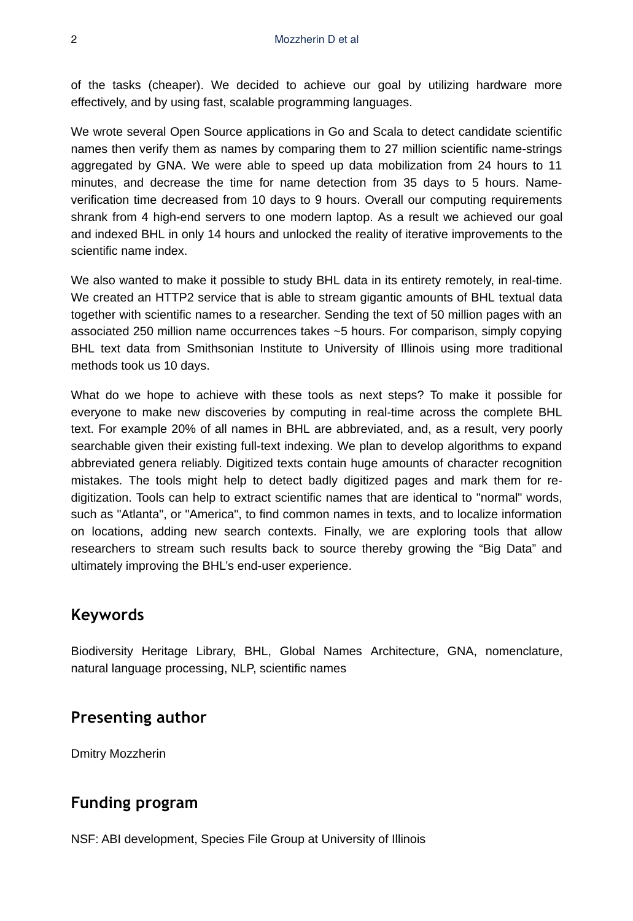of the tasks (cheaper). We decided to achieve our goal by utilizing hardware more effectively, and by using fast, scalable programming languages.

We wrote several Open Source applications in Go and Scala to detect candidate scientific names then verify them as names by comparing them to 27 million scientific name-strings aggregated by GNA. We were able to speed up data mobilization from 24 hours to 11 minutes, and decrease the time for name detection from 35 days to 5 hours. Name-verification time decreased from 10 days to 9 hours. Overall our computing requirements shrank from 4 high-end servers to one modern laptop. As a result we achieved our goal and indexed BHL in only 14 hours and unlocked the reality of iterative improvements to the scientific name index.

We also wanted to make it possible to study BHL data in its entirety remotely, in real-time. We created an HTTP2 service that is able to stream gigantic amounts of BHL textual data together with scientific names to a researcher. Sending the text of 50 million pages with an associated 250 million name occurrences takes ~5 hours. For comparison, simply copying BHL text data from Smithsonian Institute to University of Illinois using more traditional methods took us 10 days.

What do we hope to achieve with these tools as next steps? To make it possible for everyone to make new discoveries by computing in real-time across the complete BHL text. For example 20% of all names in BHL are abbreviated, and, as a result, very poorly searchable given their existing full-text indexing. We plan to develop algorithms to expand abbreviated genera reliably. Digitized texts contain huge amounts of character recognition mistakes. The tools might help to detect badly digitized pages and mark them for re-digitization. Tools can help to extract scientific names that are identical to "normal" words, such as "Atlanta", or "America", to find common names in texts, and to localize information on locations, adding new search contexts. Finally, we are exploring tools that allow researchers to stream such results back to source thereby growing the “Big Data” and ultimately improving the BHL’s end-user experience.

## Keywords

Biodiversity Heritage Library, BHL, Global Names Architecture, GNA, nomenclature, natural language processing, NLP, scientific names

## Presenting author

Dmitry Mozzherin

## Funding program

NSF: ABI development, Species File Group at University of Illinois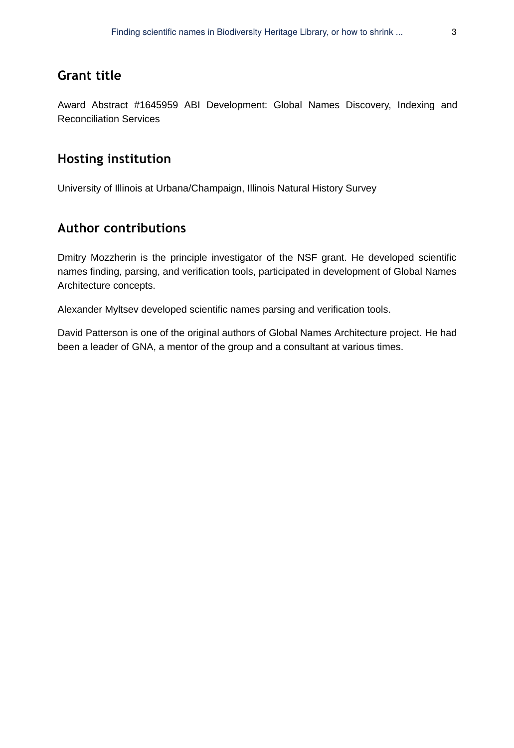## Grant title

Award Abstract #1645959 ABI Development: Global Names Discovery, Indexing and Reconciliation Services

## Hosting institution

University of Illinois at Urbana/Champaign, Illinois Natural History Survey

## Author contributions

Dmitry Mozzherin is the principle investigator of the NSF grant. He developed scientific names finding, parsing, and verification tools, participated in development of Global Names Architecture concepts.

Alexander Myltsev developed scientific names parsing and verification tools.

David Patterson is one of the original authors of Global Names Architecture project. He had been a leader of GNA, a mentor of the group and a consultant at various times.